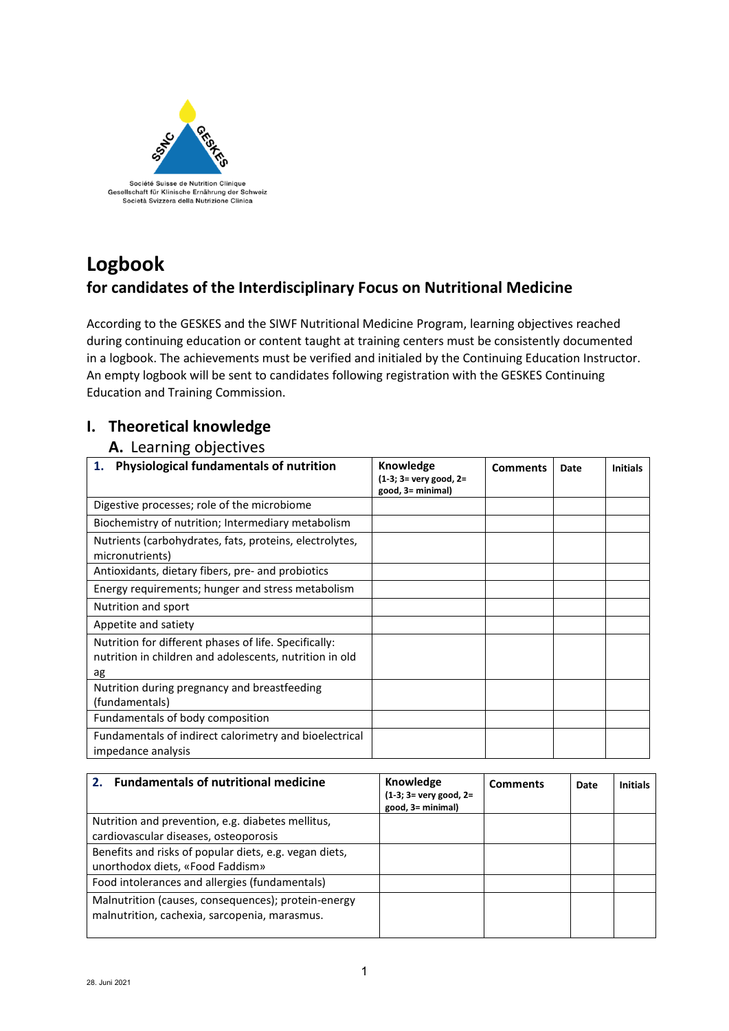Société Suisse de Nutrition Clinique
Gesellschaft für Klinische Ernährung der Schweiz
Società Svizzera della Nutrizione Clinica

# Logbook

## for candidates of the Interdisciplinary Focus on Nutritional Medicine

According to the GESKES and the SIWF Nutritional Medicine Program, learning objectives reached during continuing education or content taught at training centers must be consistently documented in a logbook. The achievements must be verified and initialed by the Continuing Education Instructor. An empty logbook will be sent to candidates following registration with the GESKES Continuing Education and Training Commission.

## I. Theoretical knowledge

### A. Learning objectives

| 1. Physiological fundamentals of nutrition | Knowledge (1-3; 3= very good, 2= good, 3= minimal) | Comments | Date | Initials |
|---|---|---|---|---|
| Digestive processes; role of the microbiome | | | | |
| Biochemistry of nutrition; Intermediary metabolism | | | | |
| Nutrients (carbohydrates, fats, proteins, electrolytes, micronutrients) | | | | |
| Antioxidants, dietary fibers, pre- and probiotics | | | | |
| Energy requirements; hunger and stress metabolism | | | | |
| Nutrition and sport | | | | |
| Appetite and satiety | | | | |
| Nutrition for different phases of life. Specifically: nutrition in children and adolescents, nutrition in old ag | | | | |
| Nutrition during pregnancy and breastfeeding (fundamentals) | | | | |
| Fundamentals of body composition | | | | |
| Fundamentals of indirect calorimetry and bioelectrical impedance analysis | | | | |

| 2. Fundamentals of nutritional medicine | Knowledge (1-3; 3= very good, 2= good, 3= minimal) | Comments | Date | Initials |
|---|---|---|---|---|
| Nutrition and prevention, e.g. diabetes mellitus, cardiovascular diseases, osteoporosis | | | | |
| Benefits and risks of popular diets, e.g. vegan diets, unorthodox diets, «Food Faddism» | | | | |
| Food intolerances and allergies (fundamentals) | | | | |
| Malnutrition (causes, consequences); protein-energy malnutrition, cachexia, sarcopenia, marasmus. | | | | |

28. Juni 2021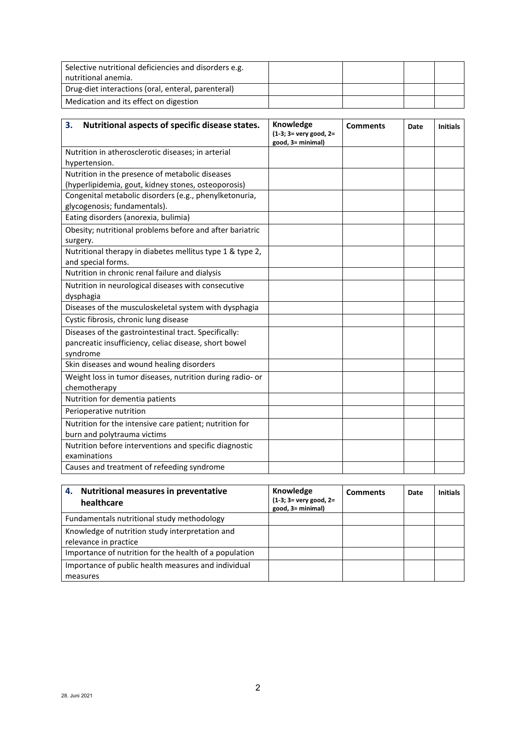| | | | | |
|---|---|---|---|---|
| Selective nutritional deficiencies and disorders e.g. nutritional anemia. | | | | |
| Drug-diet interactions (oral, enteral, parenteral) | | | | |
| Medication and its effect on digestion | | | | |

| **3. Nutritional aspects of specific disease states.** | **Knowledge** **(1-3; 3= very good, 2= good, 3= minimal)** | **Comments** | **Date** | **Initials** |
|---|---|---|---|---|
| Nutrition in atherosclerotic diseases; in arterial hypertension. | | | | |
| Nutrition in the presence of metabolic diseases (hyperlipidemia, gout, kidney stones, osteoporosis) | | | | |
| Congenital metabolic disorders (e.g., phenylketonuria, glycogenosis; fundamentals). | | | | |
| Eating disorders (anorexia, bulimia) | | | | |
| Obesity; nutritional problems before and after bariatric surgery. | | | | |
| Nutritional therapy in diabetes mellitus type 1 & type 2, and special forms. | | | | |
| Nutrition in chronic renal failure and dialysis | | | | |
| Nutrition in neurological diseases with consecutive dysphagia | | | | |
| Diseases of the musculoskeletal system with dysphagia | | | | |
| Cystic fibrosis, chronic lung disease | | | | |
| Diseases of the gastrointestinal tract. Specifically: pancreatic insufficiency, celiac disease, short bowel syndrome | | | | |
| Skin diseases and wound healing disorders | | | | |
| Weight loss in tumor diseases, nutrition during radio- or chemotherapy | | | | |
| Nutrition for dementia patients | | | | |
| Perioperative nutrition | | | | |
| Nutrition for the intensive care patient; nutrition for burn and polytrauma victims | | | | |
| Nutrition before interventions and specific diagnostic examinations | | | | |
| Causes and treatment of refeeding syndrome | | | | |

| **4. Nutritional measures in preventative healthcare** | **Knowledge** **(1-3; 3= very good, 2= good, 3= minimal)** | **Comments** | **Date** | **Initials** |
|---|---|---|---|---|
| Fundamentals nutritional study methodology | | | | |
| Knowledge of nutrition study interpretation and relevance in practice | | | | |
| Importance of nutrition for the health of a population | | | | |
| Importance of public health measures and individual measures | | | | |

28. Juni 2021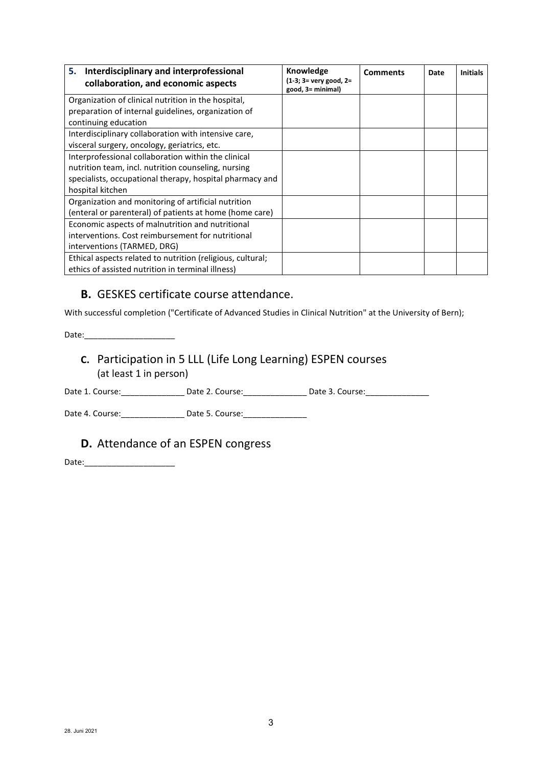| **5. Interdisciplinary and interprofessional collaboration, and economic aspects** | **Knowledge** (1-3; 3= very good, 2= good, 3= minimal) | **Comments** | **Date** | **Initials** |
|---|---|---|---|---|
| Organization of clinical nutrition in the hospital, preparation of internal guidelines, organization of continuing education | | | | |
| Interdisciplinary collaboration with intensive care, visceral surgery, oncology, geriatrics, etc. | | | | |
| Interprofessional collaboration within the clinical nutrition team, incl. nutrition counseling, nursing specialists, occupational therapy, hospital pharmacy and hospital kitchen | | | | |
| Organization and monitoring of artificial nutrition (enteral or parenteral) of patients at home (home care) | | | | |
| Economic aspects of malnutrition and nutritional interventions. Cost reimbursement for nutritional interventions (TARMED, DRG) | | | | |
| Ethical aspects related to nutrition (religious, cultural; ethics of assisted nutrition in terminal illness) | | | | |

## **B.** GESKES certificate course attendance.

With successful completion ("Certificate of Advanced Studies in Clinical Nutrition" at the University of Bern);

Date:____________________

## **C.** Participation in 5 LLL (Life Long Learning) ESPEN courses (at least 1 in person)

Date 1. Course:______________ Date 2. Course:______________ Date 3. Course:______________

Date 4. Course:______________ Date 5. Course:______________

## **D.** Attendance of an ESPEN congress

Date:____________________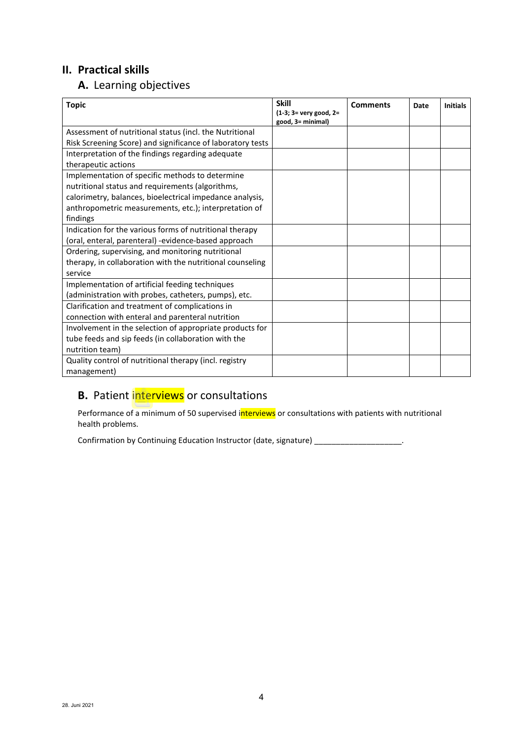## II. Practical skills

### A. Learning objectives

| Topic | Skill (1-3; 3= very good, 2= good, 3= minimal) | Comments | Date | Initials |
|---|---|---|---|---|
| Assessment of nutritional status (incl. the Nutritional Risk Screening Score) and significance of laboratory tests | | | | |
| Interpretation of the findings regarding adequate therapeutic actions | | | | |
| Implementation of specific methods to determine nutritional status and requirements (algorithms, calorimetry, balances, bioelectrical impedance analysis, anthropometric measurements, etc.); interpretation of findings | | | | |
| Indication for the various forms of nutritional therapy (oral, enteral, parenteral) -evidence-based approach | | | | |
| Ordering, supervising, and monitoring nutritional therapy, in collaboration with the nutritional counseling service | | | | |
| Implementation of artificial feeding techniques (administration with probes, catheters, pumps), etc. | | | | |
| Clarification and treatment of complications in connection with enteral and parenteral nutrition | | | | |
| Involvement in the selection of appropriate products for tube feeds and sip feeds (in collaboration with the nutrition team) | | | | |
| Quality control of nutritional therapy (incl. registry management) | | | | |

### B. Patient interviews or consultations

Performance of a minimum of 50 supervised interviews or consultations with patients with nutritional health problems.

Confirmation by Continuing Education Instructor (date, signature) ____________________.

28. Juni 2021